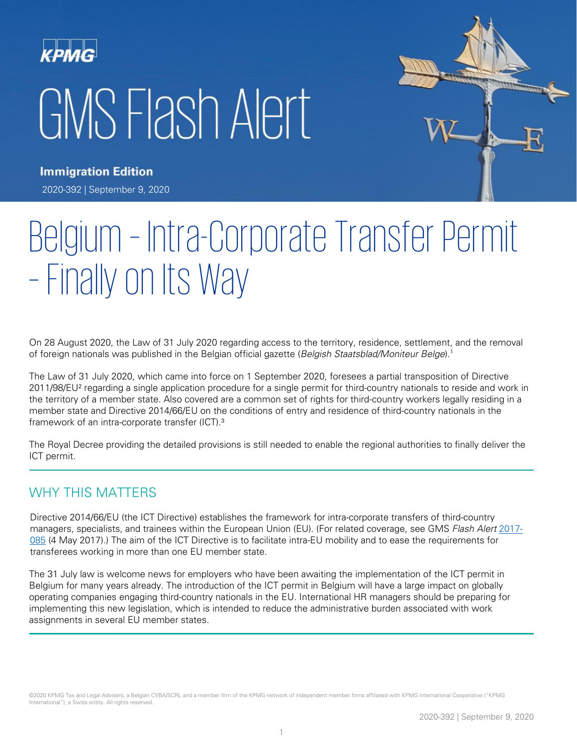KPMG

# GMS Flash Alert

**Immigration Edition**

2020-392 | September 9, 2020

# Belgium – Intra-Corporate Transfer Permit – Finally on Its Way

On 28 August 2020, the Law of 31 July 2020 regarding access to the territory, residence, settlement, and the removal of foreign nationals was published in the Belgian official gazette (*Belgish Staatsblad/Moniteur Belge*).[1]

The Law of 31 July 2020, which came into force on 1 September 2020, foresees a partial transposition of Directive 2011/98/EU[2] regarding a single application procedure for a single permit for third-country nationals to reside and work in the territory of a member state. Also covered are a common set of rights for third-country workers legally residing in a member state and Directive 2014/66/EU on the conditions of entry and residence of third-country nationals in the framework of an intra-corporate transfer (ICT).[3]

The Royal Decree providing the detailed provisions is still needed to enable the regional authorities to finally deliver the ICT permit.

## WHY THIS MATTERS

Directive 2014/66/EU (the ICT Directive) establishes the framework for intra-corporate transfers of third-country managers, specialists, and trainees within the European Union (EU). (For related coverage, see GMS *Flash Alert* 2017-085 (4 May 2017).) The aim of the ICT Directive is to facilitate intra-EU mobility and to ease the requirements for transferees working in more than one EU member state.

The 31 July law is welcome news for employers who have been awaiting the implementation of the ICT permit in Belgium for many years already. The introduction of the ICT permit in Belgium will have a large impact on globally operating companies engaging third-country nationals in the EU. International HR managers should be preparing for implementing this new legislation, which is intended to reduce the administrative burden associated with work assignments in several EU member states.

©2020 KPMG Tax and Legal Advisers, a Belgian CVBA/SCRL and a member firm of the KPMG network of independent member firms affiliated with KPMG International Cooperative ("KPMG International"), a Swiss entity. All rights reserved.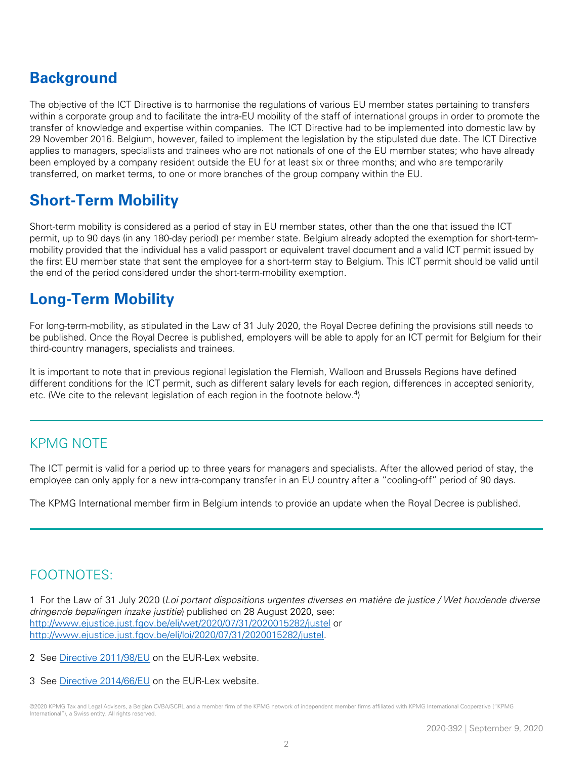## Background

The objective of the ICT Directive is to harmonise the regulations of various EU member states pertaining to transfers within a corporate group and to facilitate the intra-EU mobility of the staff of international groups in order to promote the transfer of knowledge and expertise within companies. The ICT Directive had to be implemented into domestic law by 29 November 2016. Belgium, however, failed to implement the legislation by the stipulated due date. The ICT Directive applies to managers, specialists and trainees who are not nationals of one of the EU member states; who have already been employed by a company resident outside the EU for at least six or three months; and who are temporarily transferred, on market terms, to one or more branches of the group company within the EU.

## Short-Term Mobility

Short-term mobility is considered as a period of stay in EU member states, other than the one that issued the ICT permit, up to 90 days (in any 180-day period) per member state. Belgium already adopted the exemption for short-term-mobility provided that the individual has a valid passport or equivalent travel document and a valid ICT permit issued by the first EU member state that sent the employee for a short-term stay to Belgium. This ICT permit should be valid until the end of the period considered under the short-term-mobility exemption.

## Long-Term Mobility

For long-term-mobility, as stipulated in the Law of 31 July 2020, the Royal Decree defining the provisions still needs to be published. Once the Royal Decree is published, employers will be able to apply for an ICT permit for Belgium for their third-country managers, specialists and trainees.

It is important to note that in previous regional legislation the Flemish, Walloon and Brussels Regions have defined different conditions for the ICT permit, such as different salary levels for each region, differences in accepted seniority, etc. (We cite to the relevant legislation of each region in the footnote below.[4])

---

## KPMG NOTE

The ICT permit is valid for a period up to three years for managers and specialists. After the allowed period of stay, the employee can only apply for a new intra-company transfer in an EU country after a "cooling-off" period of 90 days.

The KPMG International member firm in Belgium intends to provide an update when the Royal Decree is published.

---

## FOOTNOTES:

1 For the Law of 31 July 2020 (*Loi portant dispositions urgentes diverses en matière de justice / Wet houdende diverse dringende bepalingen inzake justitie*) published on 28 August 2020, see: http://www.ejustice.just.fgov.be/eli/wet/2020/07/31/2020015282/justel or http://www.ejustice.just.fgov.be/eli/loi/2020/07/31/2020015282/justel.

2 See Directive 2011/98/EU on the EUR-Lex website.

3 See Directive 2014/66/EU on the EUR-Lex website.

©2020 KPMG Tax and Legal Advisers, a Belgian CVBA/SCRL and a member firm of the KPMG network of independent member firms affiliated with KPMG International Cooperative ("KPMG International"), a Swiss entity. All rights reserved.

2020-392 | September 9, 2020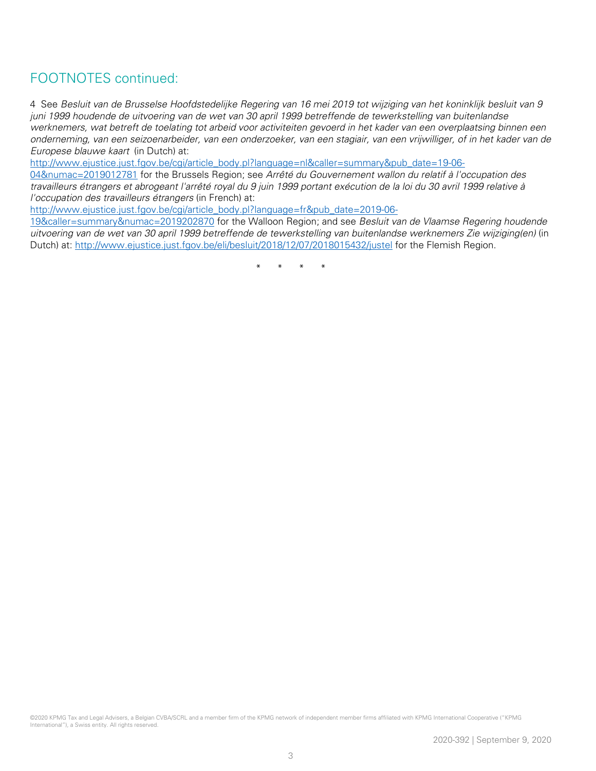## FOOTNOTES continued:

4 See *Besluit van de Brusselse Hoofdstedelijke Regering van 16 mei 2019 tot wijziging van het koninklijk besluit van 9 juni 1999 houdende de uitvoering van de wet van 30 april 1999 betreffende de tewerkstelling van buitenlandse werknemers, wat betreft de toelating tot arbeid voor activiteiten gevoerd in het kader van een overplaatsing binnen een onderneming, van een seizoenarbeider, van een onderzoeker, van een stagiair, van een vrijwilliger, of in het kader van de Europese blauwe kaart* (in Dutch) at: [http://www.ejustice.just.fgov.be/cgi/article_body.pl?language=nl&caller=summary&pub_date=19-06-04&numac=2019012781](http://www.ejustice.just.fgov.be/cgi/article_body.pl?language=nl&caller=summary&pub_date=19-06-04&numac=2019012781) for the Brussels Region; see *Arrêté du Gouvernement wallon du relatif à l'occupation des travailleurs étrangers et abrogeant l'arrêté royal du 9 juin 1999 portant exécution de la loi du 30 avril 1999 relative à l'occupation des travailleurs étrangers* (in French) at: [http://www.ejustice.just.fgov.be/cgi/article_body.pl?language=fr&pub_date=2019-06-19&caller=summary&numac=2019202870](http://www.ejustice.just.fgov.be/cgi/article_body.pl?language=fr&pub_date=2019-06-19&caller=summary&numac=2019202870) for the Walloon Region; and see *Besluit van de Vlaamse Regering houdende uitvoering van de wet van 30 april 1999 betreffende de tewerkstelling van buitenlandse werknemers Zie wijziging(en)* (in Dutch) at: [http://www.ejustice.just.fgov.be/eli/besluit/2018/12/07/2018015432/justel](http://www.ejustice.just.fgov.be/eli/besluit/2018/12/07/2018015432/justel) for the Flemish Region.

\* \* \* \*

©2020 KPMG Tax and Legal Advisers, a Belgian CVBA/SCRL and a member firm of the KPMG network of independent member firms affiliated with KPMG International Cooperative ("KPMG International"), a Swiss entity. All rights reserved.

2020-392 | September 9, 2020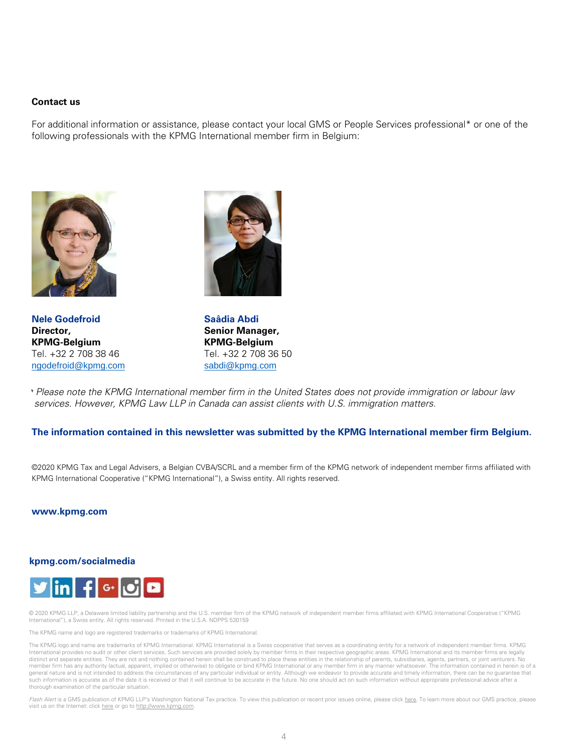**Contact us**

For additional information or assistance, please contact your local GMS or People Services professional* or one of the following professionals with the KPMG International member firm in Belgium:

**Nele Godefroid**
**Director,**
**KPMG-Belgium**
Tel. +32 2 708 38 46
ngodefroid@kpmg.com

**Saâdia Abdi**
**Senior Manager,**
**KPMG-Belgium**
Tel. +32 2 708 36 50
sabdi@kpmg.com

* *Please note the KPMG International member firm in the United States does not provide immigration or labour law services. However, KPMG Law LLP in Canada can assist clients with U.S. immigration matters.*

**The information contained in this newsletter was submitted by the KPMG International member firm Belgium.**

©2020 KPMG Tax and Legal Advisers, a Belgian CVBA/SCRL and a member firm of the KPMG network of independent member firms affiliated with KPMG International Cooperative ("KPMG International"), a Swiss entity. All rights reserved.

**www.kpmg.com**

**kpmg.com/socialmedia**

© 2020 KPMG LLP, a Delaware limited liability partnership and the U.S. member firm of the KPMG network of independent member firms affiliated with KPMG International Cooperative ("KPMG International"), a Swiss entity. All rights reserved. Printed in the U.S.A. NDPPS 530159

The KPMG name and logo are registered trademarks or trademarks of KPMG International.

The KPMG logo and name are trademarks of KPMG International. KPMG International is a Swiss cooperative that serves as a coordinating entity for a network of independent member firms. KPMG International provides no audit or other client services. Such services are provided solely by member firms in their respective geographic areas. KPMG International and its member firms are legally distinct and separate entities. They are not and nothing contained herein shall be construed to place these entities in the relationship of parents, subsidiaries, agents, partners, or joint venturers. No member firm has any authority (actual, apparent, implied or otherwise) to obligate or bind KPMG International or any member firm in any manner whatsoever. The information contained in herein is of a general nature and is not intended to address the circumstances of any particular individual or entity. Although we endeavor to provide accurate and timely information, there can be no guarantee that such information is accurate as of the date it is received or that it will continue to be accurate in the future. No one should act on such information without appropriate professional advice after a thorough examination of the particular situation.

*Flash Alert* is a GMS publication of KPMG LLP's Washington National Tax practice. To view this publication or recent prior issues online, please click here. To learn more about our GMS practice, please visit us on the Internet: click here or go to http://www.kpmg.com.